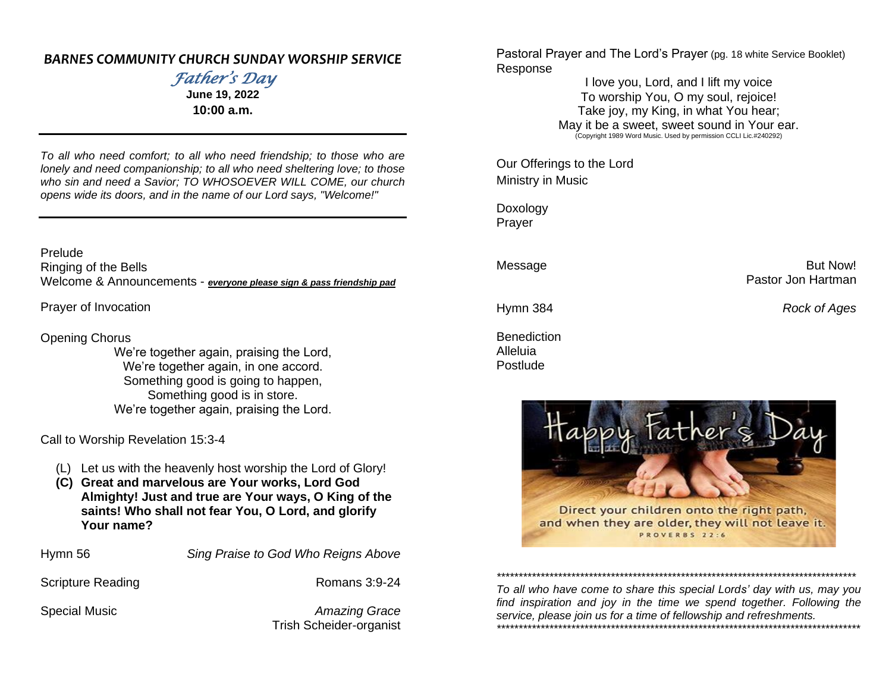## *BARNES COMMUNITY CHURCH SUNDAY WORSHIP SERVICE*

*Father's Day*

**June 19, 2022**

**10:00 a.m.**

---

*To all who need comfort; to all who need friendship; to those who are lonely and need companionship; to all who need sheltering love; to those who sin and need a Savior; TO WHOSOEVER WILL COME, our church opens wide its doors, and in the name of our Lord says, "Welcome!"*

---

Prelude

Ringing of the Bells

Welcome & Announcements - ***everyone please sign & pass friendship pad***

Prayer of Invocation

Opening Chorus

We're together again, praising the Lord,
We're together again, in one accord.
Something good is going to happen,
Something good is in store.
We're together again, praising the Lord.

Call to Worship Revelation 15:3-4

(L) Let us with the heavenly host worship the Lord of Glory!

**(C) Great and marvelous are Your works, Lord God Almighty! Just and true are Your ways, O King of the saints! Who shall not fear You, O Lord, and glorify Your name?**

Hymn 56 — *Sing Praise to God Who Reigns Above*

Scripture Reading — Romans 3:9-24

Special Music — *Amazing Grace*
Trish Scheider-organist

Pastoral Prayer and The Lord's Prayer (pg. 18 white Service Booklet)

Response

I love you, Lord, and I lift my voice
To worship You, O my soul, rejoice!
Take joy, my King, in what You hear;
May it be a sweet, sweet sound in Your ear.
(Copyright 1989 Word Music. Used by permission CCLI Lic.#240292)

Our Offerings to the Lord

Ministry in Music

Doxology

Prayer

Message — But Now!
Pastor Jon Hartman

Hymn 384 — *Rock of Ages*

Benediction

Alleluia

Postlude

Happy Father's Day

Direct your children onto the right path, and when they are older, they will not leave it.
PROVERBS 22:6

***************************************************************************************

*To all who have come to share this special Lords' day with us, may you find inspiration and joy in the time we spend together. Following the service, please join us for a time of fellowship and refreshments.*

***************************************************************************************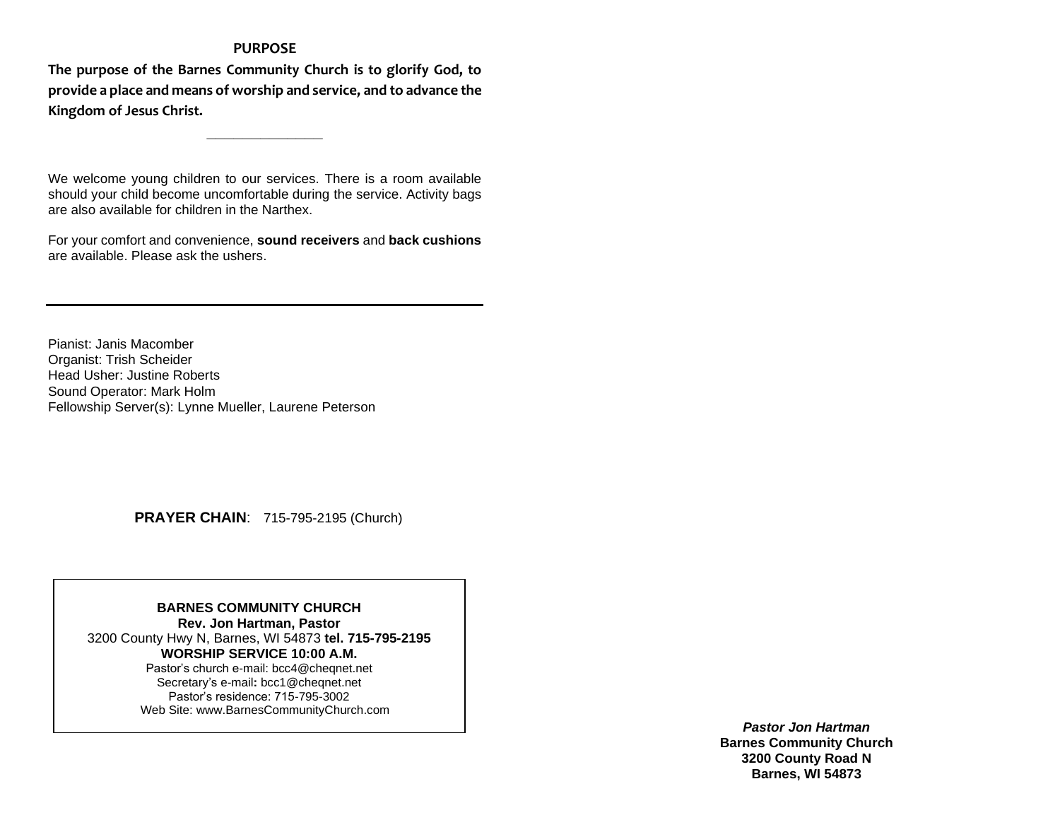## PURPOSE

**The purpose of the Barnes Community Church is to glorify God, to provide a place and means of worship and service, and to advance the Kingdom of Jesus Christ.**

---

We welcome young children to our services. There is a room available should your child become uncomfortable during the service. Activity bags are also available for children in the Narthex.

For your comfort and convenience, **sound receivers** and **back cushions** are available. Please ask the ushers.

---

Pianist: Janis Macomber
Organist: Trish Scheider
Head Usher: Justine Roberts
Sound Operator: Mark Holm
Fellowship Server(s): Lynne Mueller, Laurene Peterson

**PRAYER CHAIN**: 715-795-2195 (Church)

**BARNES COMMUNITY CHURCH**
**Rev. Jon Hartman, Pastor**
3200 County Hwy N, Barnes, WI 54873 **tel. 715-795-2195**
**WORSHIP SERVICE 10:00 A.M.**
Pastor's church e-mail: bcc4@cheqnet.net
Secretary's e-mail**:** bcc1@cheqnet.net
Pastor's residence: 715-795-3002
Web Site: www.BarnesCommunityChurch.com

***Pastor Jon Hartman***
**Barnes Community Church**
**3200 County Road N**
**Barnes, WI 54873**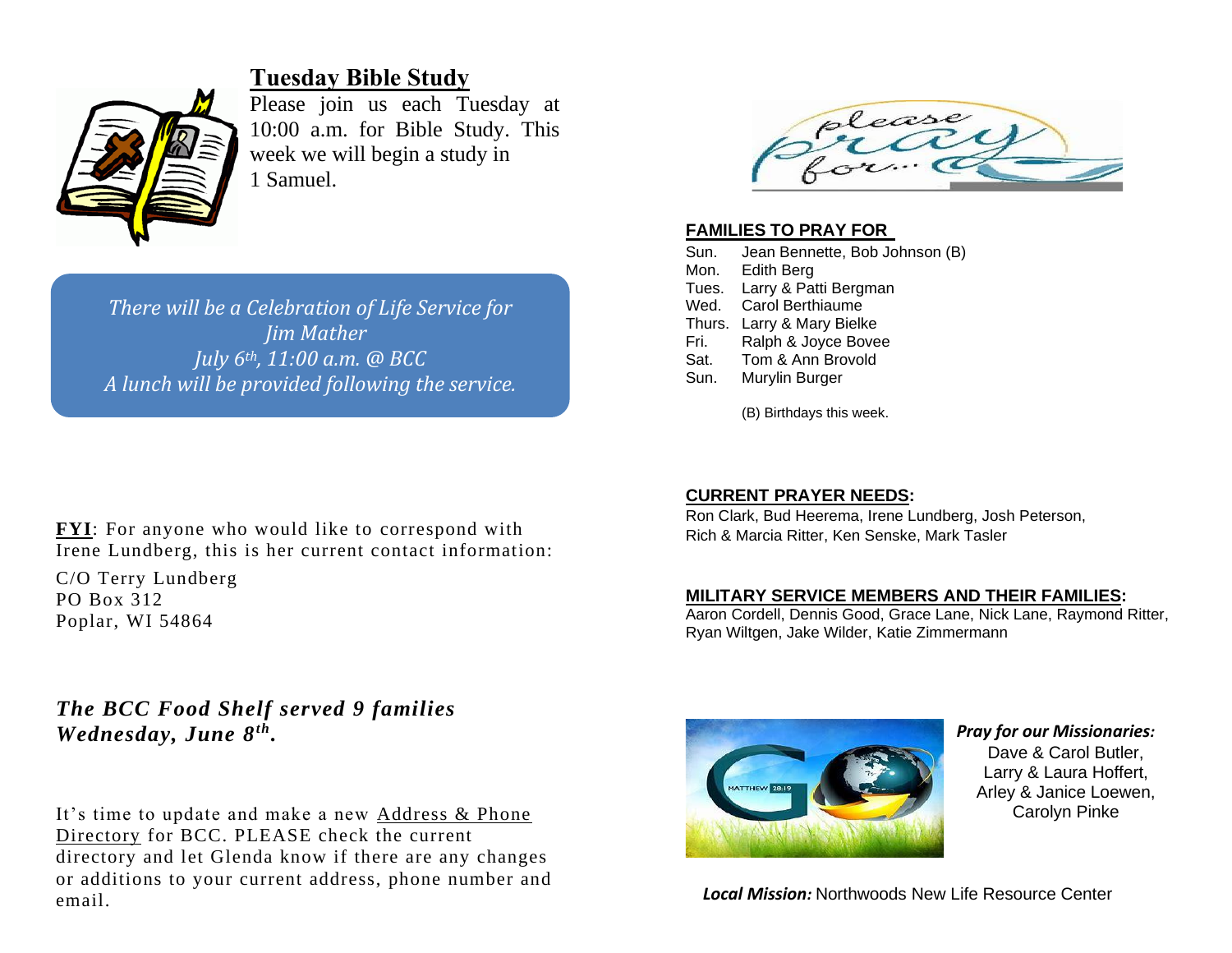## Tuesday Bible Study

Please join us each Tuesday at 10:00 a.m. for Bible Study. This week we will begin a study in 1 Samuel.

*There will be a Celebration of Life Service for Jim Mather*
*July 6th, 11:00 a.m. @ BCC*
*A lunch will be provided following the service.*

**FYI**: For anyone who would like to correspond with Irene Lundberg, this is her current contact information:

C/O Terry Lundberg
PO Box 312
Poplar, WI 54864

***The BCC Food Shelf served 9 families Wednesday, June 8th.***

It's time to update and make a new Address & Phone Directory for BCC. PLEASE check the current directory and let Glenda know if there are any changes or additions to your current address, phone number and email.

please pray for...

**FAMILIES TO PRAY FOR**

| | |
|---|---|
| Sun. | Jean Bennette, Bob Johnson (B) |
| Mon. | Edith Berg |
| Tues. | Larry & Patti Bergman |
| Wed. | Carol Berthiaume |
| Thurs. | Larry & Mary Bielke |
| Fri. | Ralph & Joyce Bovee |
| Sat. | Tom & Ann Brovold |
| Sun. | Murylin Burger |

(B) Birthdays this week.

**CURRENT PRAYER NEEDS:**
Ron Clark, Bud Heerema, Irene Lundberg, Josh Peterson, Rich & Marcia Ritter, Ken Senske, Mark Tasler

**MILITARY SERVICE MEMBERS AND THEIR FAMILIES:**
Aaron Cordell, Dennis Good, Grace Lane, Nick Lane, Raymond Ritter, Ryan Wiltgen, Jake Wilder, Katie Zimmermann

***Pray for our Missionaries:***
Dave & Carol Butler,
Larry & Laura Hoffert,
Arley & Janice Loewen,
Carolyn Pinke

***Local Mission:*** Northwoods New Life Resource Center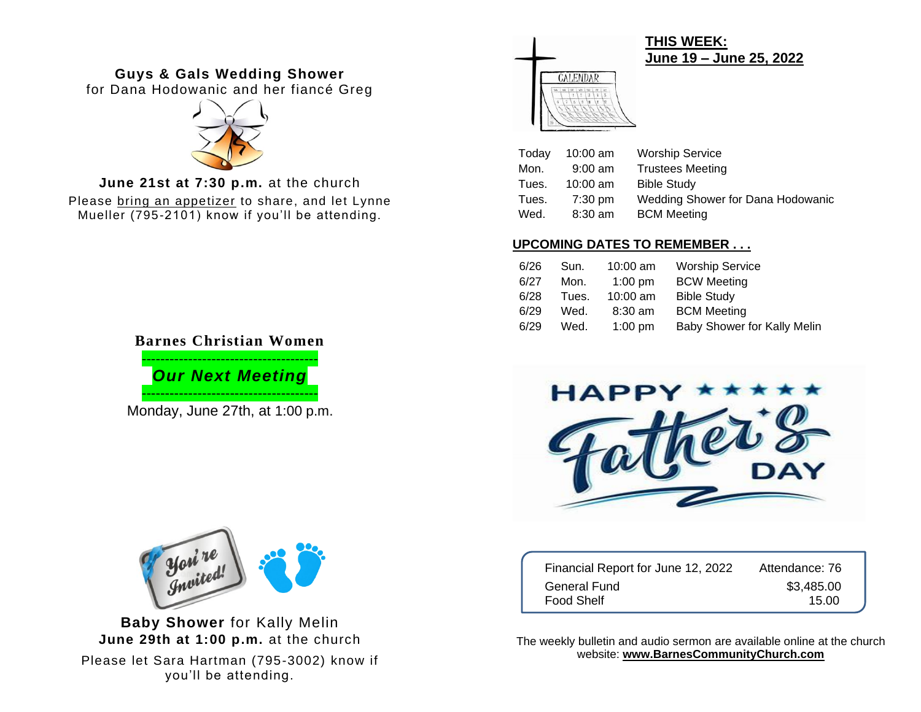**Guys & Gals Wedding Shower**

for Dana Hodowanic and her fiancé Greg

**June 21st at 7:30 p.m.** at the church

Please bring an appetizer to share, and let Lynne Mueller (795-2101) know if you'll be attending.

**Barnes Christian Women**

***Our Next Meeting***

Monday, June 27th, at 1:00 p.m.

**Baby Shower** for Kally Melin

**June 29th at 1:00 p.m.** at the church

Please let Sara Hartman (795-3002) know if you'll be attending.

## THIS WEEK:
## June 19 – June 25, 2022

| | | |
|---|---|---|
| Today | 10:00 am | Worship Service |
| Mon. | 9:00 am | Trustees Meeting |
| Tues. | 10:00 am | Bible Study |
| Tues. | 7:30 pm | Wedding Shower for Dana Hodowanic |
| Wed. | 8:30 am | BCM Meeting |

## UPCOMING DATES TO REMEMBER . . .

| | | | |
|---|---|---|---|
| 6/26 | Sun. | 10:00 am | Worship Service |
| 6/27 | Mon. | 1:00 pm | BCW Meeting |
| 6/28 | Tues. | 10:00 am | Bible Study |
| 6/29 | Wed. | 8:30 am | BCM Meeting |
| 6/29 | Wed. | 1:00 pm | Baby Shower for Kally Melin |

HAPPY Father's DAY

| Financial Report for June 12, 2022 | Attendance: 76 |
|---|---|
| General Fund | $3,485.00 |
| Food Shelf | 15.00 |

The weekly bulletin and audio sermon are available online at the church website: **www.BarnesCommunityChurch.com**